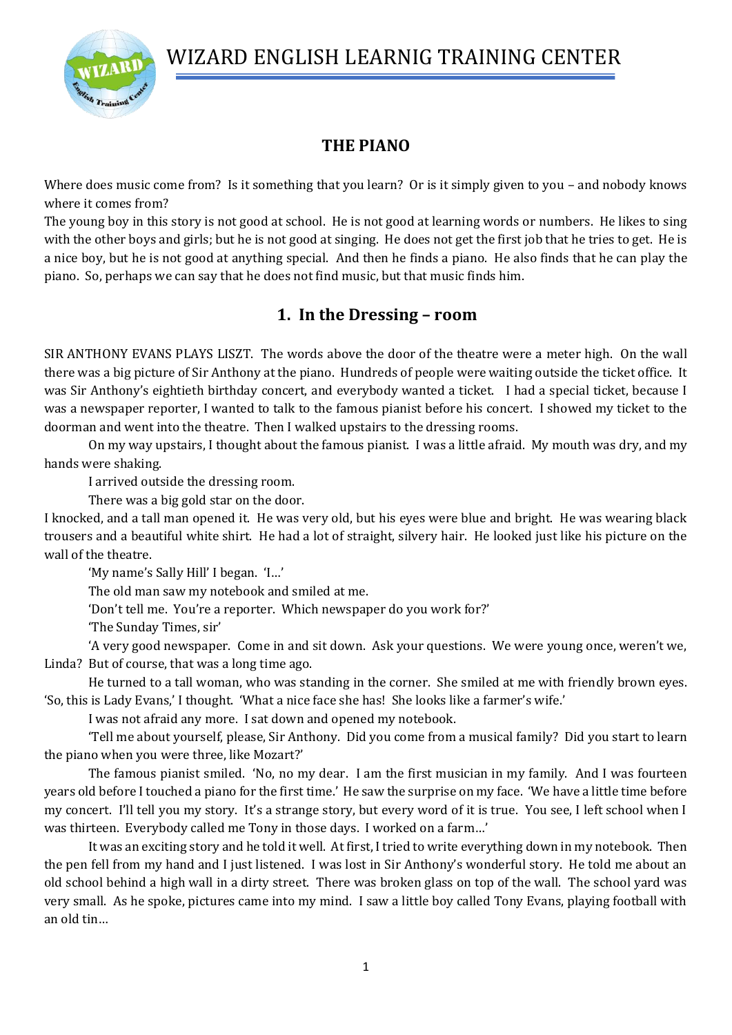# THE PIANO

Where does music come from? Is it something that you learn? Or is it simply given to you – and nobody knows where it comes from?

The young boy in this story is not good at school. He is not good at learning words or numbers. He likes to sing with the other boys and girls; but he is not good at singing. He does not get the first job that he tries to get. He is a nice boy, but he is not good at anything special. And then he finds a piano. He also finds that he can play the piano. So, perhaps we can say that he does not find music, but that music finds him.

## 1. In the Dressing – room

SIR ANTHONY EVANS PLAYS LISZT. The words above the door of the theatre were a meter high. On the wall there was a big picture of Sir Anthony at the piano. Hundreds of people were waiting outside the ticket office. It was Sir Anthony's eightieth birthday concert, and everybody wanted a ticket. I had a special ticket, because I was a newspaper reporter, I wanted to talk to the famous pianist before his concert. I showed my ticket to the doorman and went into the theatre. Then I walked upstairs to the dressing rooms.

On my way upstairs, I thought about the famous pianist. I was a little afraid. My mouth was dry, and my hands were shaking.

I arrived outside the dressing room.

There was a big gold star on the door.

I knocked, and a tall man opened it. He was very old, but his eyes were blue and bright. He was wearing black trousers and a beautiful white shirt. He had a lot of straight, silvery hair. He looked just like his picture on the wall of the theatre.

'My name's Sally Hill' I began. 'I…'

The old man saw my notebook and smiled at me.

'Don't tell me. You're a reporter. Which newspaper do you work for?'

'The Sunday Times, sir'

'A very good newspaper. Come in and sit down. Ask your questions. We were young once, weren't we, Linda? But of course, that was a long time ago.

He turned to a tall woman, who was standing in the corner. She smiled at me with friendly brown eyes. 'So, this is Lady Evans,' I thought. 'What a nice face she has! She looks like a farmer's wife.'

I was not afraid any more. I sat down and opened my notebook.

'Tell me about yourself, please, Sir Anthony. Did you come from a musical family? Did you start to learn the piano when you were three, like Mozart?'

The famous pianist smiled. 'No, no my dear. I am the first musician in my family. And I was fourteen years old before I touched a piano for the first time.' He saw the surprise on my face. 'We have a little time before my concert. I'll tell you my story. It's a strange story, but every word of it is true. You see, I left school when I was thirteen. Everybody called me Tony in those days. I worked on a farm…'

It was an exciting story and he told it well. At first, I tried to write everything down in my notebook. Then the pen fell from my hand and I just listened. I was lost in Sir Anthony's wonderful story. He told me about an old school behind a high wall in a dirty street. There was broken glass on top of the wall. The school yard was very small. As he spoke, pictures came into my mind. I saw a little boy called Tony Evans, playing football with an old tin…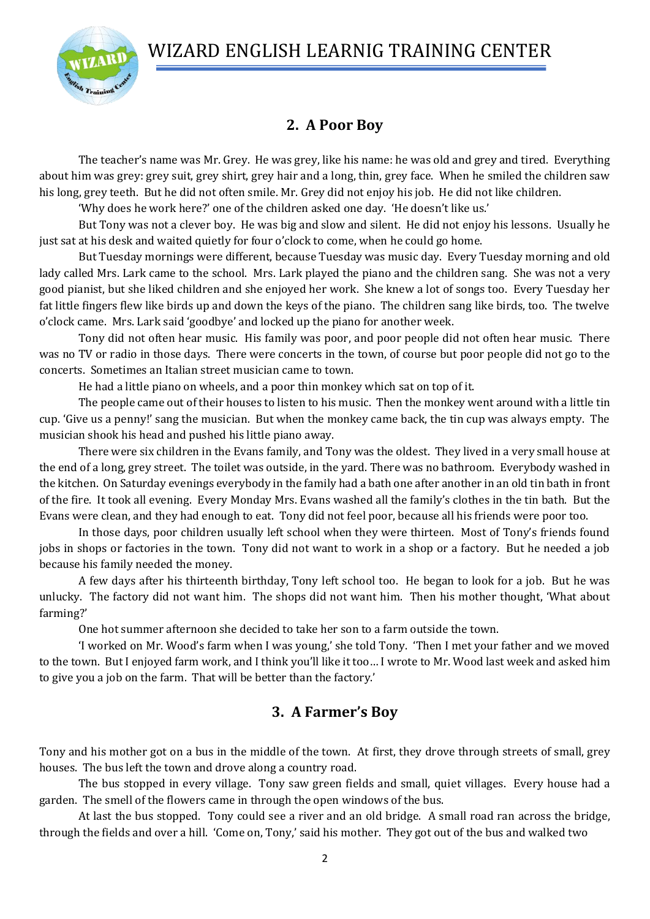## 2. A Poor Boy

The teacher's name was Mr. Grey. He was grey, like his name: he was old and grey and tired. Everything about him was grey: grey suit, grey shirt, grey hair and a long, thin, grey face. When he smiled the children saw his long, grey teeth. But he did not often smile. Mr. Grey did not enjoy his job. He did not like children.

'Why does he work here?' one of the children asked one day. 'He doesn't like us.'

But Tony was not a clever boy. He was big and slow and silent. He did not enjoy his lessons. Usually he just sat at his desk and waited quietly for four o'clock to come, when he could go home.

But Tuesday mornings were different, because Tuesday was music day. Every Tuesday morning and old lady called Mrs. Lark came to the school. Mrs. Lark played the piano and the children sang. She was not a very good pianist, but she liked children and she enjoyed her work. She knew a lot of songs too. Every Tuesday her fat little fingers flew like birds up and down the keys of the piano. The children sang like birds, too. The twelve o'clock came. Mrs. Lark said 'goodbye' and locked up the piano for another week.

Tony did not often hear music. His family was poor, and poor people did not often hear music. There was no TV or radio in those days. There were concerts in the town, of course but poor people did not go to the concerts. Sometimes an Italian street musician came to town.

He had a little piano on wheels, and a poor thin monkey which sat on top of it.

The people came out of their houses to listen to his music. Then the monkey went around with a little tin cup. 'Give us a penny!' sang the musician. But when the monkey came back, the tin cup was always empty. The musician shook his head and pushed his little piano away.

There were six children in the Evans family, and Tony was the oldest. They lived in a very small house at the end of a long, grey street. The toilet was outside, in the yard. There was no bathroom. Everybody washed in the kitchen. On Saturday evenings everybody in the family had a bath one after another in an old tin bath in front of the fire. It took all evening. Every Monday Mrs. Evans washed all the family's clothes in the tin bath. But the Evans were clean, and they had enough to eat. Tony did not feel poor, because all his friends were poor too.

In those days, poor children usually left school when they were thirteen. Most of Tony's friends found jobs in shops or factories in the town. Tony did not want to work in a shop or a factory. But he needed a job because his family needed the money.

A few days after his thirteenth birthday, Tony left school too. He began to look for a job. But he was unlucky. The factory did not want him. The shops did not want him. Then his mother thought, 'What about farming?'

One hot summer afternoon she decided to take her son to a farm outside the town.

'I worked on Mr. Wood's farm when I was young,' she told Tony. 'Then I met your father and we moved to the town. But I enjoyed farm work, and I think you'll like it too… I wrote to Mr. Wood last week and asked him to give you a job on the farm. That will be better than the factory.'

## 3. A Farmer's Boy

Tony and his mother got on a bus in the middle of the town. At first, they drove through streets of small, grey houses. The bus left the town and drove along a country road.

The bus stopped in every village. Tony saw green fields and small, quiet villages. Every house had a garden. The smell of the flowers came in through the open windows of the bus.

At last the bus stopped. Tony could see a river and an old bridge. A small road ran across the bridge, through the fields and over a hill. 'Come on, Tony,' said his mother. They got out of the bus and walked two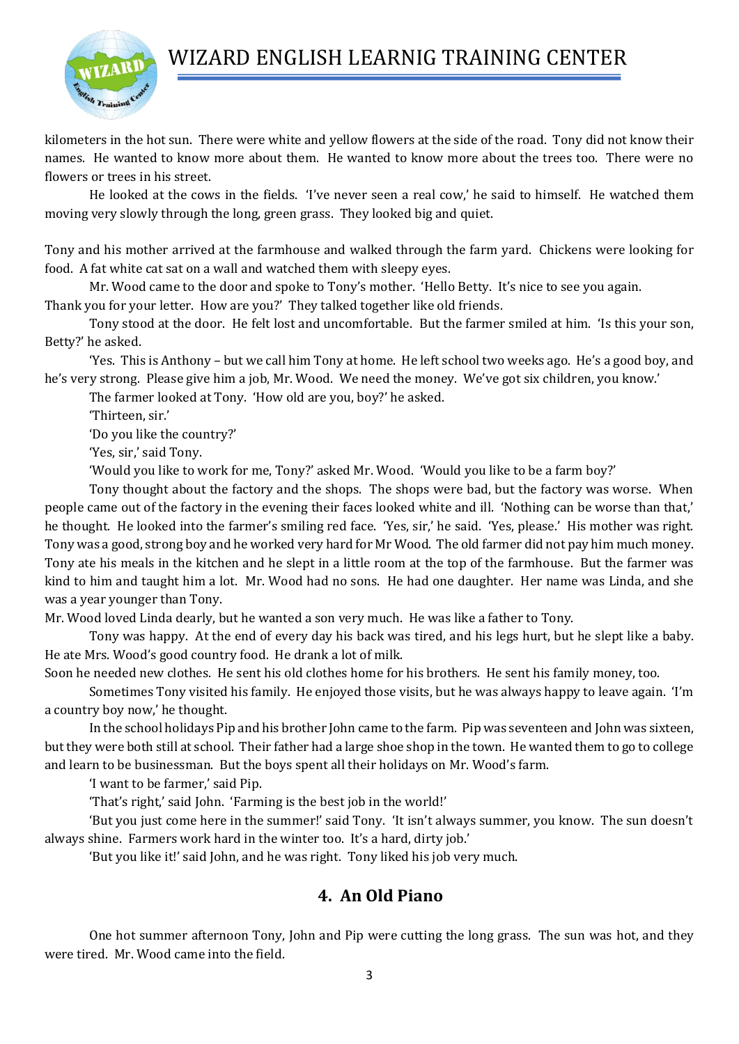kilometers in the hot sun. There were white and yellow flowers at the side of the road. Tony did not know their names. He wanted to know more about them. He wanted to know more about the trees too. There were no flowers or trees in his street.

He looked at the cows in the fields. 'I've never seen a real cow,' he said to himself. He watched them moving very slowly through the long, green grass. They looked big and quiet.

Tony and his mother arrived at the farmhouse and walked through the farm yard. Chickens were looking for food. A fat white cat sat on a wall and watched them with sleepy eyes.

Mr. Wood came to the door and spoke to Tony's mother. 'Hello Betty. It's nice to see you again. Thank you for your letter. How are you?' They talked together like old friends.

Tony stood at the door. He felt lost and uncomfortable. But the farmer smiled at him. 'Is this your son, Betty?' he asked.

'Yes. This is Anthony – but we call him Tony at home. He left school two weeks ago. He's a good boy, and he's very strong. Please give him a job, Mr. Wood. We need the money. We've got six children, you know.'

The farmer looked at Tony. 'How old are you, boy?' he asked.

'Thirteen, sir.'

'Do you like the country?'

'Yes, sir,' said Tony.

'Would you like to work for me, Tony?' asked Mr. Wood. 'Would you like to be a farm boy?'

Tony thought about the factory and the shops. The shops were bad, but the factory was worse. When people came out of the factory in the evening their faces looked white and ill. 'Nothing can be worse than that,' he thought. He looked into the farmer's smiling red face. 'Yes, sir,' he said. 'Yes, please.' His mother was right. Tony was a good, strong boy and he worked very hard for Mr Wood. The old farmer did not pay him much money. Tony ate his meals in the kitchen and he slept in a little room at the top of the farmhouse. But the farmer was kind to him and taught him a lot. Mr. Wood had no sons. He had one daughter. Her name was Linda, and she was a year younger than Tony.

Mr. Wood loved Linda dearly, but he wanted a son very much. He was like a father to Tony.

Tony was happy. At the end of every day his back was tired, and his legs hurt, but he slept like a baby. He ate Mrs. Wood's good country food. He drank a lot of milk.

Soon he needed new clothes. He sent his old clothes home for his brothers. He sent his family money, too.

Sometimes Tony visited his family. He enjoyed those visits, but he was always happy to leave again. 'I'm a country boy now,' he thought.

In the school holidays Pip and his brother John came to the farm. Pip was seventeen and John was sixteen, but they were both still at school. Their father had a large shoe shop in the town. He wanted them to go to college and learn to be businessman. But the boys spent all their holidays on Mr. Wood's farm.

'I want to be farmer,' said Pip.

'That's right,' said John. 'Farming is the best job in the world!'

'But you just come here in the summer!' said Tony. 'It isn't always summer, you know. The sun doesn't always shine. Farmers work hard in the winter too. It's a hard, dirty job.'

'But you like it!' said John, and he was right. Tony liked his job very much.

## 4. An Old Piano

One hot summer afternoon Tony, John and Pip were cutting the long grass. The sun was hot, and they were tired. Mr. Wood came into the field.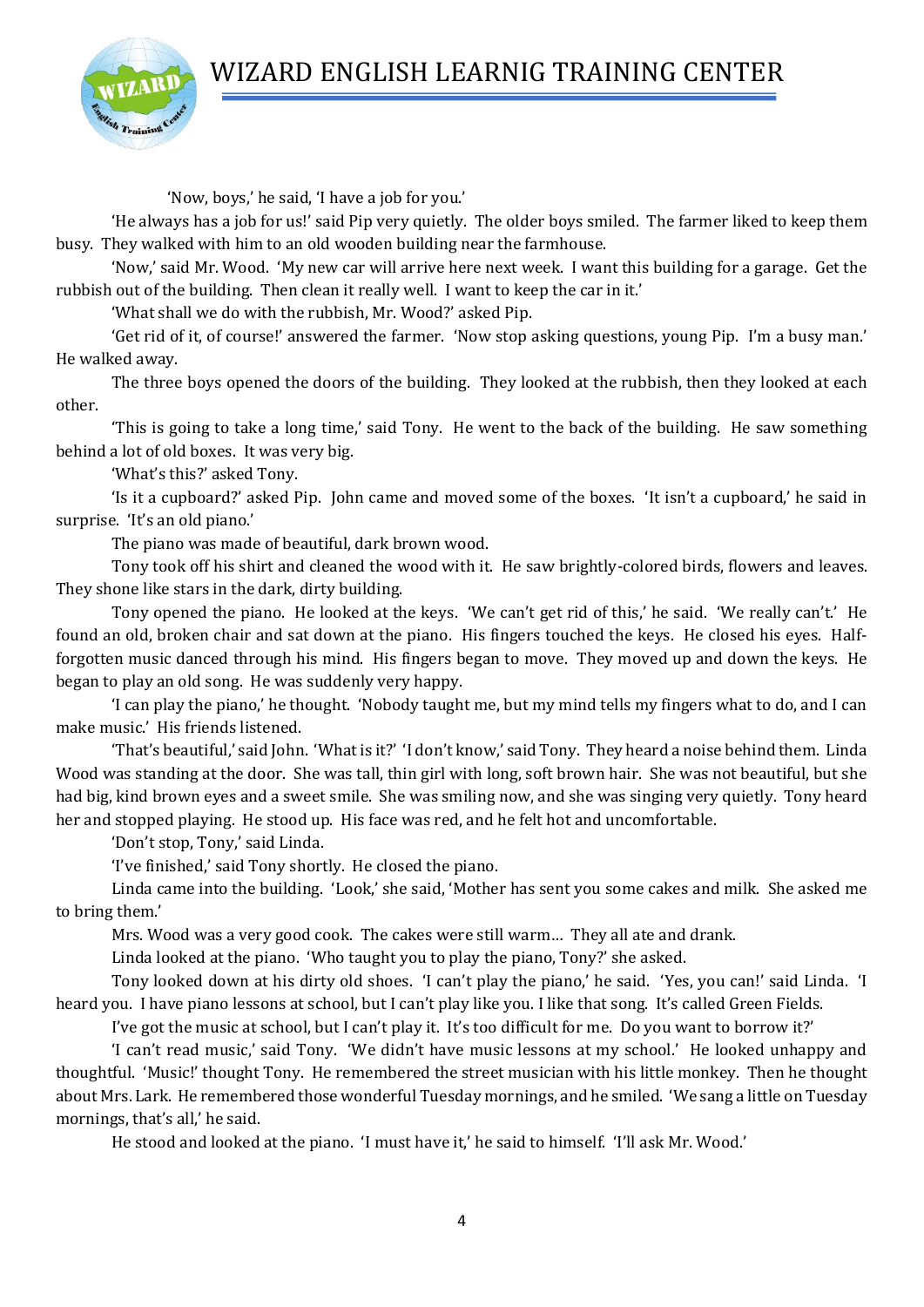'Now, boys,' he said, 'I have a job for you.'

'He always has a job for us!' said Pip very quietly. The older boys smiled. The farmer liked to keep them busy. They walked with him to an old wooden building near the farmhouse.

'Now,' said Mr. Wood. 'My new car will arrive here next week. I want this building for a garage. Get the rubbish out of the building. Then clean it really well. I want to keep the car in it.'

'What shall we do with the rubbish, Mr. Wood?' asked Pip.

'Get rid of it, of course!' answered the farmer. 'Now stop asking questions, young Pip. I'm a busy man.' He walked away.

The three boys opened the doors of the building. They looked at the rubbish, then they looked at each other.

'This is going to take a long time,' said Tony. He went to the back of the building. He saw something behind a lot of old boxes. It was very big.

'What's this?' asked Tony.

'Is it a cupboard?' asked Pip. John came and moved some of the boxes. 'It isn't a cupboard,' he said in surprise. 'It's an old piano.'

The piano was made of beautiful, dark brown wood.

Tony took off his shirt and cleaned the wood with it. He saw brightly-colored birds, flowers and leaves. They shone like stars in the dark, dirty building.

Tony opened the piano. He looked at the keys. 'We can't get rid of this,' he said. 'We really can't.' He found an old, broken chair and sat down at the piano. His fingers touched the keys. He closed his eyes. Half-forgotten music danced through his mind. His fingers began to move. They moved up and down the keys. He began to play an old song. He was suddenly very happy.

'I can play the piano,' he thought. 'Nobody taught me, but my mind tells my fingers what to do, and I can make music.' His friends listened.

'That's beautiful,' said John. 'What is it?' 'I don't know,' said Tony. They heard a noise behind them. Linda Wood was standing at the door. She was tall, thin girl with long, soft brown hair. She was not beautiful, but she had big, kind brown eyes and a sweet smile. She was smiling now, and she was singing very quietly. Tony heard her and stopped playing. He stood up. His face was red, and he felt hot and uncomfortable.

'Don't stop, Tony,' said Linda.

'I've finished,' said Tony shortly. He closed the piano.

Linda came into the building. 'Look,' she said, 'Mother has sent you some cakes and milk. She asked me to bring them.'

Mrs. Wood was a very good cook. The cakes were still warm… They all ate and drank.

Linda looked at the piano. 'Who taught you to play the piano, Tony?' she asked.

Tony looked down at his dirty old shoes. 'I can't play the piano,' he said. 'Yes, you can!' said Linda. 'I heard you. I have piano lessons at school, but I can't play like you. I like that song. It's called Green Fields. I've got the music at school, but I can't play it. It's too difficult for me. Do you want to borrow it?'

'I can't read music,' said Tony. 'We didn't have music lessons at my school.' He looked unhappy and thoughtful. 'Music!' thought Tony. He remembered the street musician with his little monkey. Then he thought about Mrs. Lark. He remembered those wonderful Tuesday mornings, and he smiled. 'We sang a little on Tuesday mornings, that's all,' he said.

He stood and looked at the piano. 'I must have it,' he said to himself. 'I'll ask Mr. Wood.'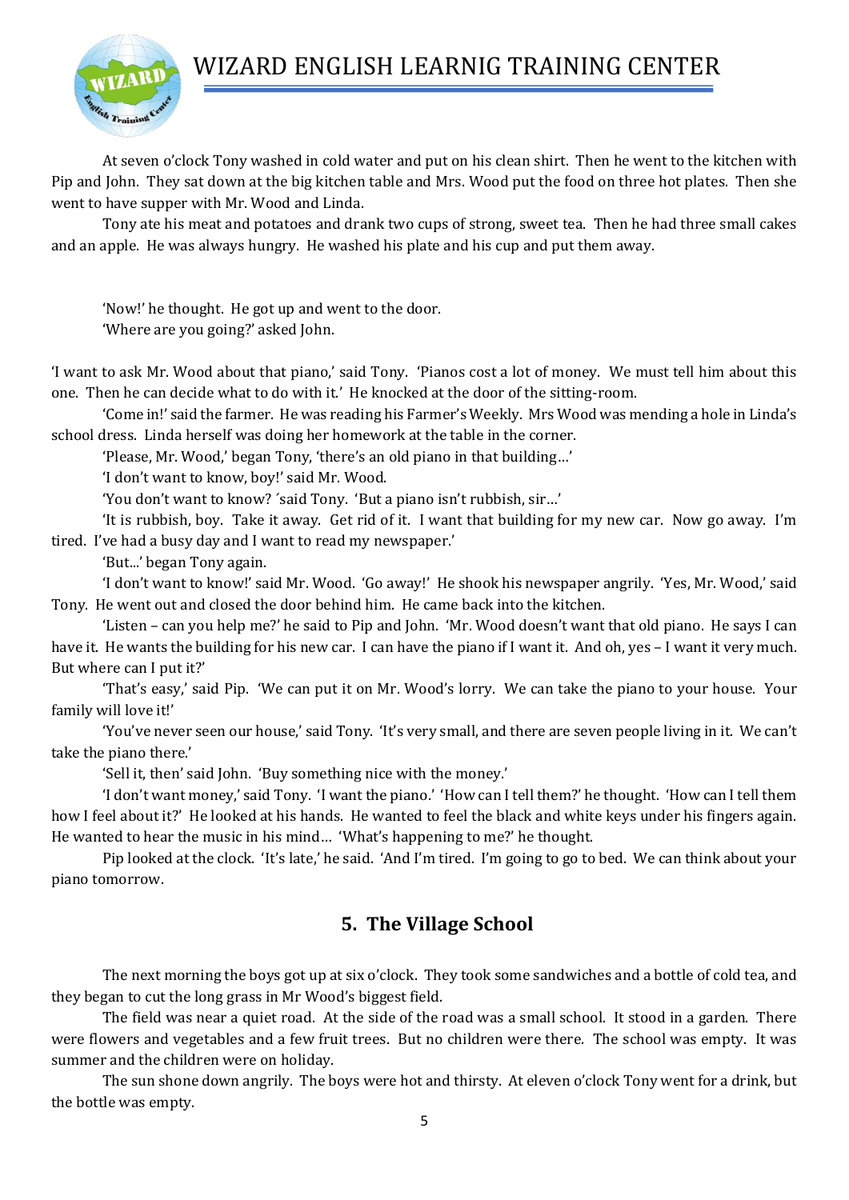At seven o'clock Tony washed in cold water and put on his clean shirt. Then he went to the kitchen with Pip and John. They sat down at the big kitchen table and Mrs. Wood put the food on three hot plates. Then she went to have supper with Mr. Wood and Linda.

Tony ate his meat and potatoes and drank two cups of strong, sweet tea. Then he had three small cakes and an apple. He was always hungry. He washed his plate and his cup and put them away.

'Now!' he thought. He got up and went to the door.

'Where are you going?' asked John.

'I want to ask Mr. Wood about that piano,' said Tony. 'Pianos cost a lot of money. We must tell him about this one. Then he can decide what to do with it.' He knocked at the door of the sitting-room.

'Come in!' said the farmer. He was reading his Farmer's Weekly. Mrs Wood was mending a hole in Linda's school dress. Linda herself was doing her homework at the table in the corner.

'Please, Mr. Wood,' began Tony, 'there's an old piano in that building…'

'I don't want to know, boy!' said Mr. Wood.

'You don't want to know? ´said Tony. 'But a piano isn't rubbish, sir…'

'It is rubbish, boy. Take it away. Get rid of it. I want that building for my new car. Now go away. I'm tired. I've had a busy day and I want to read my newspaper.'

'But...' began Tony again.

'I don't want to know!' said Mr. Wood. 'Go away!' He shook his newspaper angrily. 'Yes, Mr. Wood,' said Tony. He went out and closed the door behind him. He came back into the kitchen.

'Listen – can you help me?' he said to Pip and John. 'Mr. Wood doesn't want that old piano. He says I can have it. He wants the building for his new car. I can have the piano if I want it. And oh, yes – I want it very much. But where can I put it?'

'That's easy,' said Pip. 'We can put it on Mr. Wood's lorry. We can take the piano to your house. Your family will love it!'

'You've never seen our house,' said Tony. 'It's very small, and there are seven people living in it. We can't take the piano there.'

'Sell it, then' said John. 'Buy something nice with the money.'

'I don't want money,' said Tony. 'I want the piano.' 'How can I tell them?' he thought. 'How can I tell them how I feel about it?' He looked at his hands. He wanted to feel the black and white keys under his fingers again. He wanted to hear the music in his mind… 'What's happening to me?' he thought.

Pip looked at the clock. 'It's late,' he said. 'And I'm tired. I'm going to go to bed. We can think about your piano tomorrow.

## 5. The Village School

The next morning the boys got up at six o'clock. They took some sandwiches and a bottle of cold tea, and they began to cut the long grass in Mr Wood's biggest field.

The field was near a quiet road. At the side of the road was a small school. It stood in a garden. There were flowers and vegetables and a few fruit trees. But no children were there. The school was empty. It was summer and the children were on holiday.

The sun shone down angrily. The boys were hot and thirsty. At eleven o'clock Tony went for a drink, but the bottle was empty.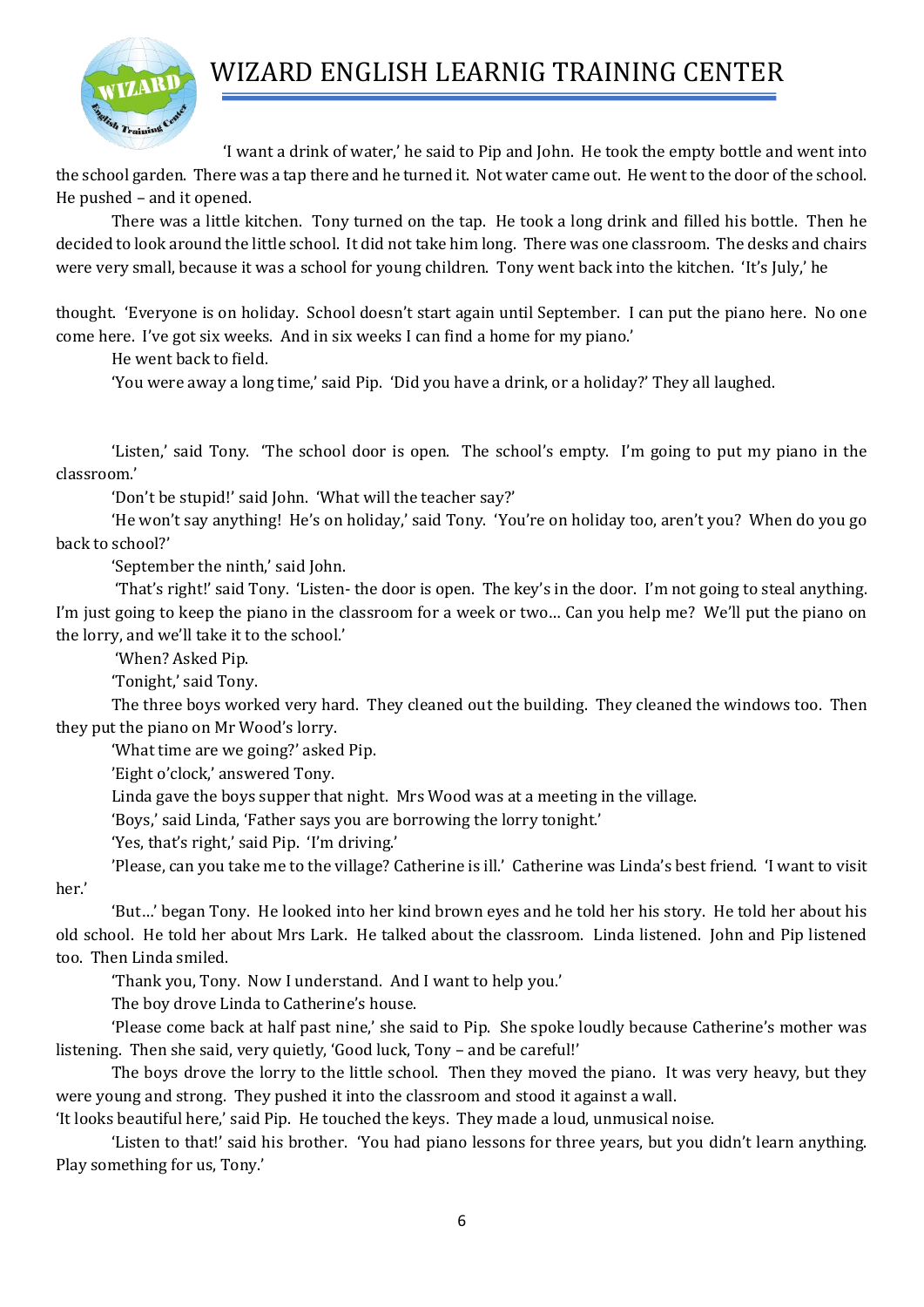'I want a drink of water,' he said to Pip and John. He took the empty bottle and went into the school garden. There was a tap there and he turned it. Not water came out. He went to the door of the school. He pushed – and it opened.

There was a little kitchen. Tony turned on the tap. He took a long drink and filled his bottle. Then he decided to look around the little school. It did not take him long. There was one classroom. The desks and chairs were very small, because it was a school for young children. Tony went back into the kitchen. 'It's July,' he

thought. 'Everyone is on holiday. School doesn't start again until September. I can put the piano here. No one come here. I've got six weeks. And in six weeks I can find a home for my piano.'

He went back to field.

'You were away a long time,' said Pip. 'Did you have a drink, or a holiday?' They all laughed.

'Listen,' said Tony. 'The school door is open. The school's empty. I'm going to put my piano in the classroom.'

'Don't be stupid!' said John. 'What will the teacher say?'

'He won't say anything! He's on holiday,' said Tony. 'You're on holiday too, aren't you? When do you go back to school?'

'September the ninth,' said John.

'That's right!' said Tony. 'Listen- the door is open. The key's in the door. I'm not going to steal anything. I'm just going to keep the piano in the classroom for a week or two… Can you help me? We'll put the piano on the lorry, and we'll take it to the school.'

'When? Asked Pip.

'Tonight,' said Tony.

The three boys worked very hard. They cleaned out the building. They cleaned the windows too. Then they put the piano on Mr Wood's lorry.

'What time are we going?' asked Pip.

'Eight o'clock,' answered Tony.

Linda gave the boys supper that night. Mrs Wood was at a meeting in the village.

'Boys,' said Linda, 'Father says you are borrowing the lorry tonight.'

'Yes, that's right,' said Pip. 'I'm driving.'

'Please, can you take me to the village? Catherine is ill.' Catherine was Linda's best friend. 'I want to visit her.'

'But…' began Tony. He looked into her kind brown eyes and he told her his story. He told her about his old school. He told her about Mrs Lark. He talked about the classroom. Linda listened. John and Pip listened too. Then Linda smiled.

'Thank you, Tony. Now I understand. And I want to help you.'

The boy drove Linda to Catherine's house.

'Please come back at half past nine,' she said to Pip. She spoke loudly because Catherine's mother was listening. Then she said, very quietly, 'Good luck, Tony – and be careful!'

The boys drove the lorry to the little school. Then they moved the piano. It was very heavy, but they were young and strong. They pushed it into the classroom and stood it against a wall.

'It looks beautiful here,' said Pip. He touched the keys. They made a loud, unmusical noise.

'Listen to that!' said his brother. 'You had piano lessons for three years, but you didn't learn anything. Play something for us, Tony.'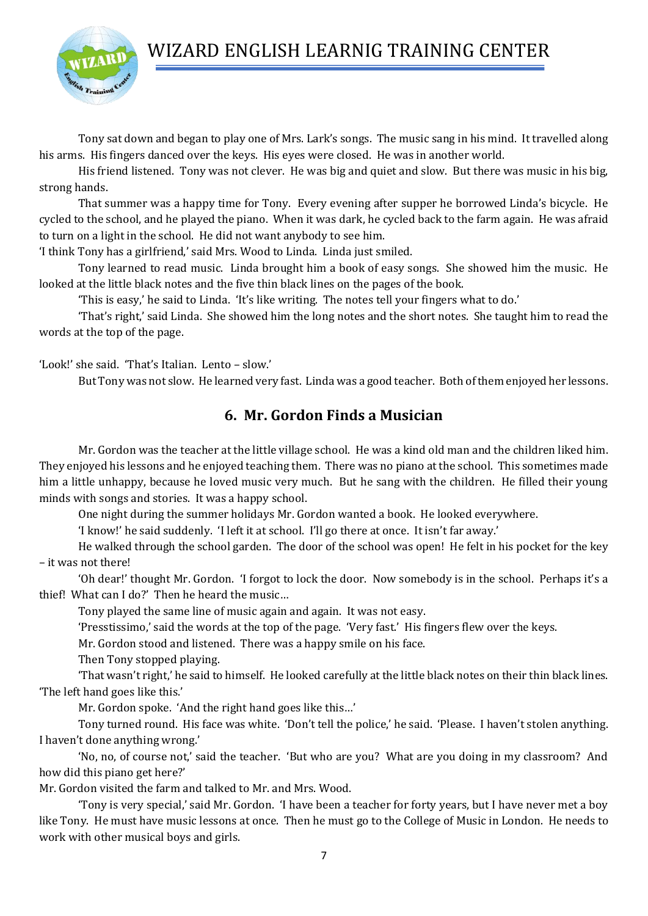Tony sat down and began to play one of Mrs. Lark's songs. The music sang in his mind. It travelled along his arms. His fingers danced over the keys. His eyes were closed. He was in another world.

His friend listened. Tony was not clever. He was big and quiet and slow. But there was music in his big, strong hands.

That summer was a happy time for Tony. Every evening after supper he borrowed Linda's bicycle. He cycled to the school, and he played the piano. When it was dark, he cycled back to the farm again. He was afraid to turn on a light in the school. He did not want anybody to see him.

'I think Tony has a girlfriend,' said Mrs. Wood to Linda. Linda just smiled.

Tony learned to read music. Linda brought him a book of easy songs. She showed him the music. He looked at the little black notes and the five thin black lines on the pages of the book.

'This is easy,' he said to Linda. 'It's like writing. The notes tell your fingers what to do.'

'That's right,' said Linda. She showed him the long notes and the short notes. She taught him to read the words at the top of the page.

'Look!' she said. 'That's Italian. Lento – slow.'

But Tony was not slow. He learned very fast. Linda was a good teacher. Both of them enjoyed her lessons.

## 6. Mr. Gordon Finds a Musician

Mr. Gordon was the teacher at the little village school. He was a kind old man and the children liked him. They enjoyed his lessons and he enjoyed teaching them. There was no piano at the school. This sometimes made him a little unhappy, because he loved music very much. But he sang with the children. He filled their young minds with songs and stories. It was a happy school.

One night during the summer holidays Mr. Gordon wanted a book. He looked everywhere.

'I know!' he said suddenly. 'I left it at school. I'll go there at once. It isn't far away.'

He walked through the school garden. The door of the school was open! He felt in his pocket for the key – it was not there!

'Oh dear!' thought Mr. Gordon. 'I forgot to lock the door. Now somebody is in the school. Perhaps it's a thief! What can I do?' Then he heard the music…

Tony played the same line of music again and again. It was not easy.

'Presstissimo,' said the words at the top of the page. 'Very fast.' His fingers flew over the keys.

Mr. Gordon stood and listened. There was a happy smile on his face.

Then Tony stopped playing.

'That wasn't right,' he said to himself. He looked carefully at the little black notes on their thin black lines. 'The left hand goes like this.'

Mr. Gordon spoke. 'And the right hand goes like this…'

Tony turned round. His face was white. 'Don't tell the police,' he said. 'Please. I haven't stolen anything. I haven't done anything wrong.'

'No, no, of course not,' said the teacher. 'But who are you? What are you doing in my classroom? And how did this piano get here?'

Mr. Gordon visited the farm and talked to Mr. and Mrs. Wood.

'Tony is very special,' said Mr. Gordon. 'I have been a teacher for forty years, but I have never met a boy like Tony. He must have music lessons at once. Then he must go to the College of Music in London. He needs to work with other musical boys and girls.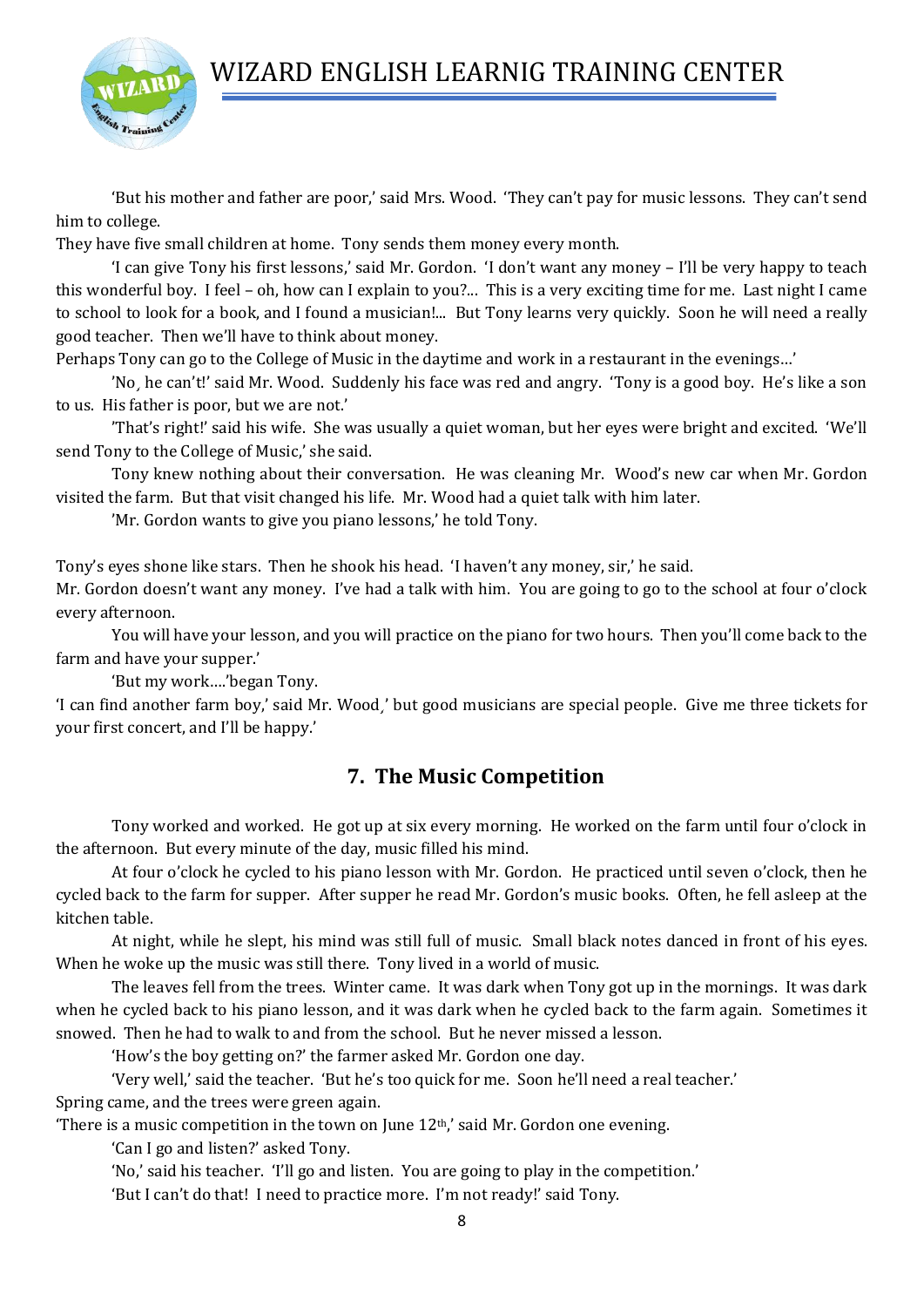'But his mother and father are poor,' said Mrs. Wood. 'They can't pay for music lessons. They can't send him to college.

They have five small children at home. Tony sends them money every month.

'I can give Tony his first lessons,' said Mr. Gordon. 'I don't want any money – I'll be very happy to teach this wonderful boy. I feel – oh, how can I explain to you?... This is a very exciting time for me. Last night I came to school to look for a book, and I found a musician!... But Tony learns very quickly. Soon he will need a really good teacher. Then we'll have to think about money.

Perhaps Tony can go to the College of Music in the daytime and work in a restaurant in the evenings…'

'No¸ he can't!' said Mr. Wood. Suddenly his face was red and angry. 'Tony is a good boy. He's like a son to us. His father is poor, but we are not.'

'That's right!' said his wife. She was usually a quiet woman, but her eyes were bright and excited. 'We'll send Tony to the College of Music,' she said.

Tony knew nothing about their conversation. He was cleaning Mr. Wood's new car when Mr. Gordon visited the farm. But that visit changed his life. Mr. Wood had a quiet talk with him later.

'Mr. Gordon wants to give you piano lessons,' he told Tony.

Tony's eyes shone like stars. Then he shook his head. 'I haven't any money, sir,' he said.

Mr. Gordon doesn't want any money. I've had a talk with him. You are going to go to the school at four o'clock every afternoon.

You will have your lesson, and you will practice on the piano for two hours. Then you'll come back to the farm and have your supper.'

'But my work….'began Tony.

'I can find another farm boy,' said Mr. Wood¸' but good musicians are special people. Give me three tickets for your first concert, and I'll be happy.'

## 7. The Music Competition

Tony worked and worked. He got up at six every morning. He worked on the farm until four o'clock in the afternoon. But every minute of the day, music filled his mind.

At four o'clock he cycled to his piano lesson with Mr. Gordon. He practiced until seven o'clock, then he cycled back to the farm for supper. After supper he read Mr. Gordon's music books. Often, he fell asleep at the kitchen table.

At night, while he slept, his mind was still full of music. Small black notes danced in front of his eyes. When he woke up the music was still there. Tony lived in a world of music.

The leaves fell from the trees. Winter came. It was dark when Tony got up in the mornings. It was dark when he cycled back to his piano lesson, and it was dark when he cycled back to the farm again. Sometimes it snowed. Then he had to walk to and from the school. But he never missed a lesson.

'How's the boy getting on?' the farmer asked Mr. Gordon one day.

'Very well,' said the teacher. 'But he's too quick for me. Soon he'll need a real teacher.'

Spring came, and the trees were green again.

'There is a music competition in the town on June 12th,' said Mr. Gordon one evening.

'Can I go and listen?' asked Tony.

'No,' said his teacher. 'I'll go and listen. You are going to play in the competition.'

'But I can't do that! I need to practice more. I'm not ready!' said Tony.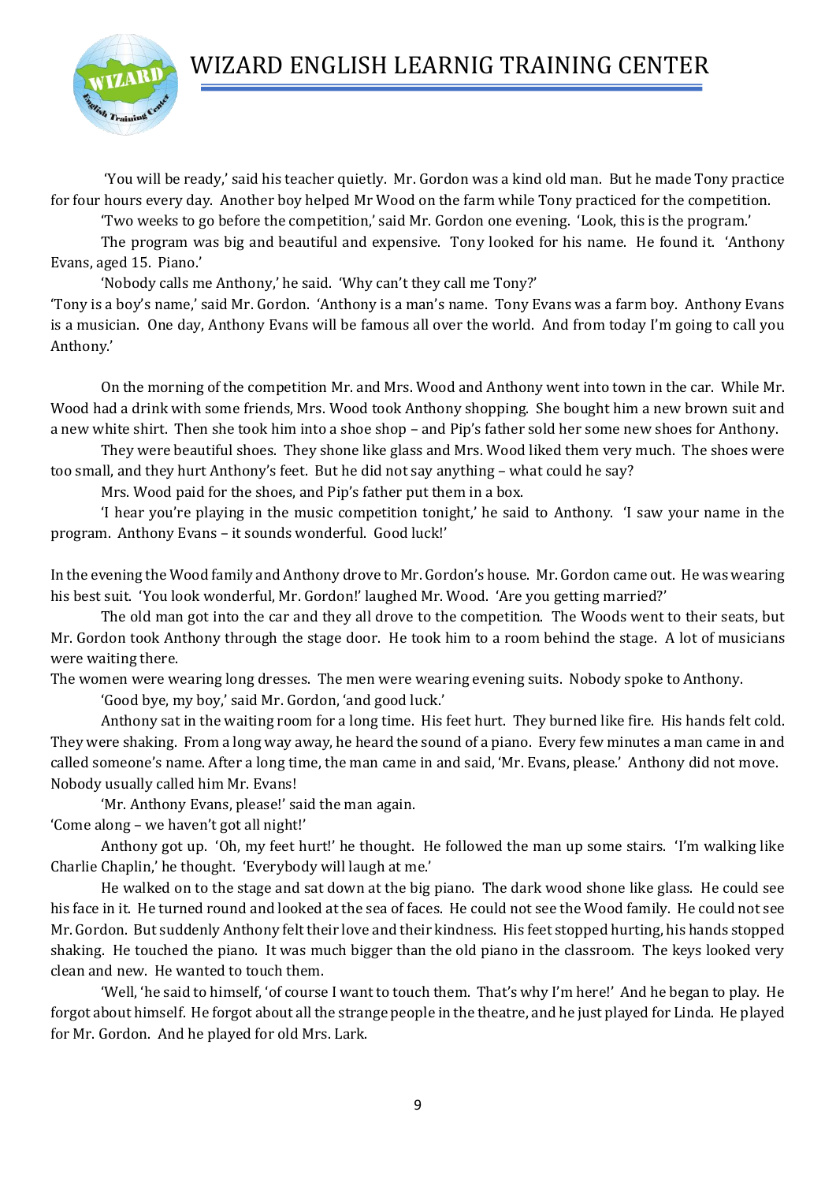'You will be ready,' said his teacher quietly. Mr. Gordon was a kind old man. But he made Tony practice for four hours every day. Another boy helped Mr Wood on the farm while Tony practiced for the competition.

'Two weeks to go before the competition,' said Mr. Gordon one evening. 'Look, this is the program.'

The program was big and beautiful and expensive. Tony looked for his name. He found it. 'Anthony Evans, aged 15. Piano.'

'Nobody calls me Anthony,' he said. 'Why can't they call me Tony?'

'Tony is a boy's name,' said Mr. Gordon. 'Anthony is a man's name. Tony Evans was a farm boy. Anthony Evans is a musician. One day, Anthony Evans will be famous all over the world. And from today I'm going to call you Anthony.'

On the morning of the competition Mr. and Mrs. Wood and Anthony went into town in the car. While Mr. Wood had a drink with some friends, Mrs. Wood took Anthony shopping. She bought him a new brown suit and a new white shirt. Then she took him into a shoe shop – and Pip's father sold her some new shoes for Anthony.

They were beautiful shoes. They shone like glass and Mrs. Wood liked them very much. The shoes were too small, and they hurt Anthony's feet. But he did not say anything – what could he say?

Mrs. Wood paid for the shoes, and Pip's father put them in a box.

'I hear you're playing in the music competition tonight,' he said to Anthony. 'I saw your name in the program. Anthony Evans – it sounds wonderful. Good luck!'

In the evening the Wood family and Anthony drove to Mr. Gordon's house. Mr. Gordon came out. He was wearing his best suit. 'You look wonderful, Mr. Gordon!' laughed Mr. Wood. 'Are you getting married?'

The old man got into the car and they all drove to the competition. The Woods went to their seats, but Mr. Gordon took Anthony through the stage door. He took him to a room behind the stage. A lot of musicians were waiting there.

The women were wearing long dresses. The men were wearing evening suits. Nobody spoke to Anthony.

'Good bye, my boy,' said Mr. Gordon, 'and good luck.'

Anthony sat in the waiting room for a long time. His feet hurt. They burned like fire. His hands felt cold. They were shaking. From a long way away, he heard the sound of a piano. Every few minutes a man came in and called someone's name. After a long time, the man came in and said, 'Mr. Evans, please.' Anthony did not move. Nobody usually called him Mr. Evans!

'Mr. Anthony Evans, please!' said the man again.

'Come along – we haven't got all night!'

Anthony got up. 'Oh, my feet hurt!' he thought. He followed the man up some stairs. 'I'm walking like Charlie Chaplin,' he thought. 'Everybody will laugh at me.'

He walked on to the stage and sat down at the big piano. The dark wood shone like glass. He could see his face in it. He turned round and looked at the sea of faces. He could not see the Wood family. He could not see Mr. Gordon. But suddenly Anthony felt their love and their kindness. His feet stopped hurting, his hands stopped shaking. He touched the piano. It was much bigger than the old piano in the classroom. The keys looked very clean and new. He wanted to touch them.

'Well, 'he said to himself, 'of course I want to touch them. That's why I'm here!' And he began to play. He forgot about himself. He forgot about all the strange people in the theatre, and he just played for Linda. He played for Mr. Gordon. And he played for old Mrs. Lark.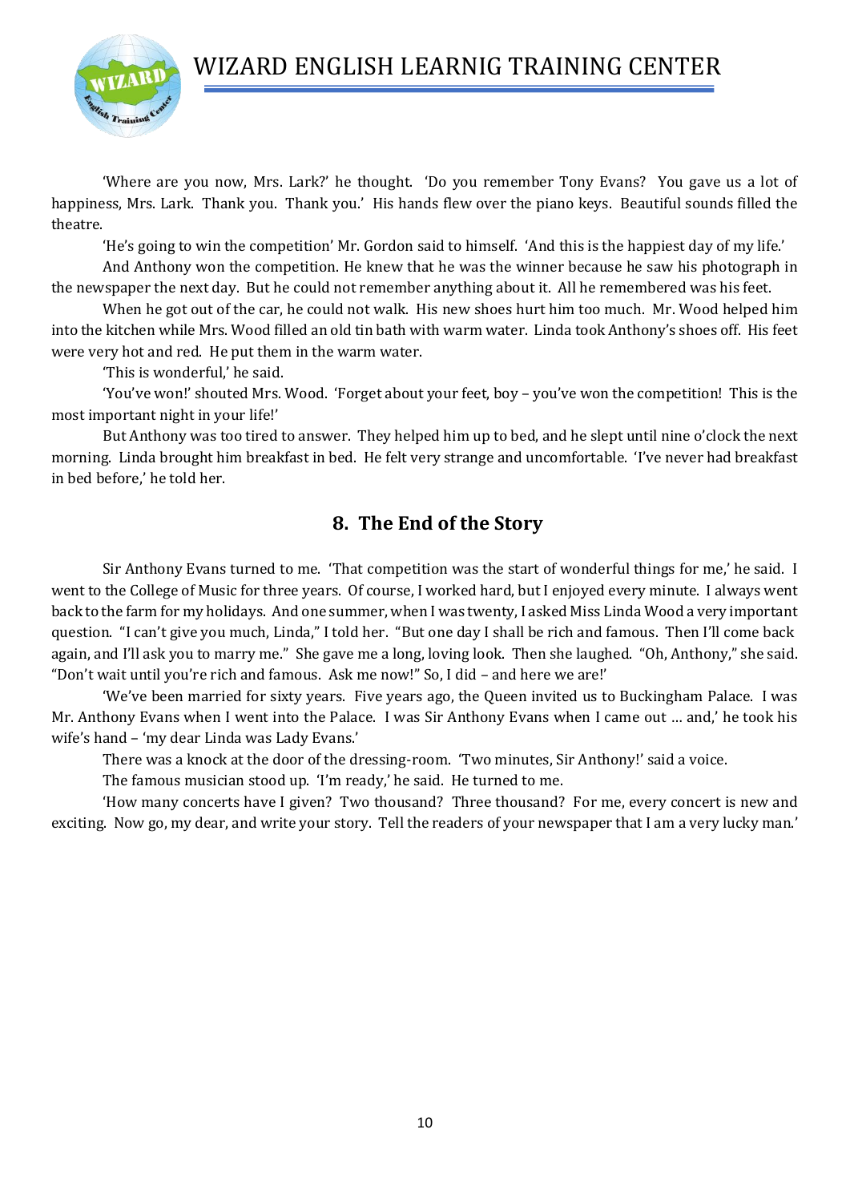'Where are you now, Mrs. Lark?' he thought. 'Do you remember Tony Evans? You gave us a lot of happiness, Mrs. Lark. Thank you. Thank you.' His hands flew over the piano keys. Beautiful sounds filled the theatre.

'He's going to win the competition' Mr. Gordon said to himself. 'And this is the happiest day of my life.'

And Anthony won the competition. He knew that he was the winner because he saw his photograph in the newspaper the next day. But he could not remember anything about it. All he remembered was his feet.

When he got out of the car, he could not walk. His new shoes hurt him too much. Mr. Wood helped him into the kitchen while Mrs. Wood filled an old tin bath with warm water. Linda took Anthony's shoes off. His feet were very hot and red. He put them in the warm water.

'This is wonderful,' he said.

'You've won!' shouted Mrs. Wood. 'Forget about your feet, boy – you've won the competition! This is the most important night in your life!'

But Anthony was too tired to answer. They helped him up to bed, and he slept until nine o'clock the next morning. Linda brought him breakfast in bed. He felt very strange and uncomfortable. 'I've never had breakfast in bed before,' he told her.

## 8. The End of the Story

Sir Anthony Evans turned to me. 'That competition was the start of wonderful things for me,' he said. I went to the College of Music for three years. Of course, I worked hard, but I enjoyed every minute. I always went back to the farm for my holidays. And one summer, when I was twenty, I asked Miss Linda Wood a very important question. "I can't give you much, Linda," I told her. "But one day I shall be rich and famous. Then I'll come back again, and I'll ask you to marry me." She gave me a long, loving look. Then she laughed. "Oh, Anthony," she said. "Don't wait until you're rich and famous. Ask me now!" So, I did – and here we are!'

'We've been married for sixty years. Five years ago, the Queen invited us to Buckingham Palace. I was Mr. Anthony Evans when I went into the Palace. I was Sir Anthony Evans when I came out … and,' he took his wife's hand – 'my dear Linda was Lady Evans.'

There was a knock at the door of the dressing-room. 'Two minutes, Sir Anthony!' said a voice.

The famous musician stood up. 'I'm ready,' he said. He turned to me.

'How many concerts have I given? Two thousand? Three thousand? For me, every concert is new and exciting. Now go, my dear, and write your story. Tell the readers of your newspaper that I am a very lucky man.'